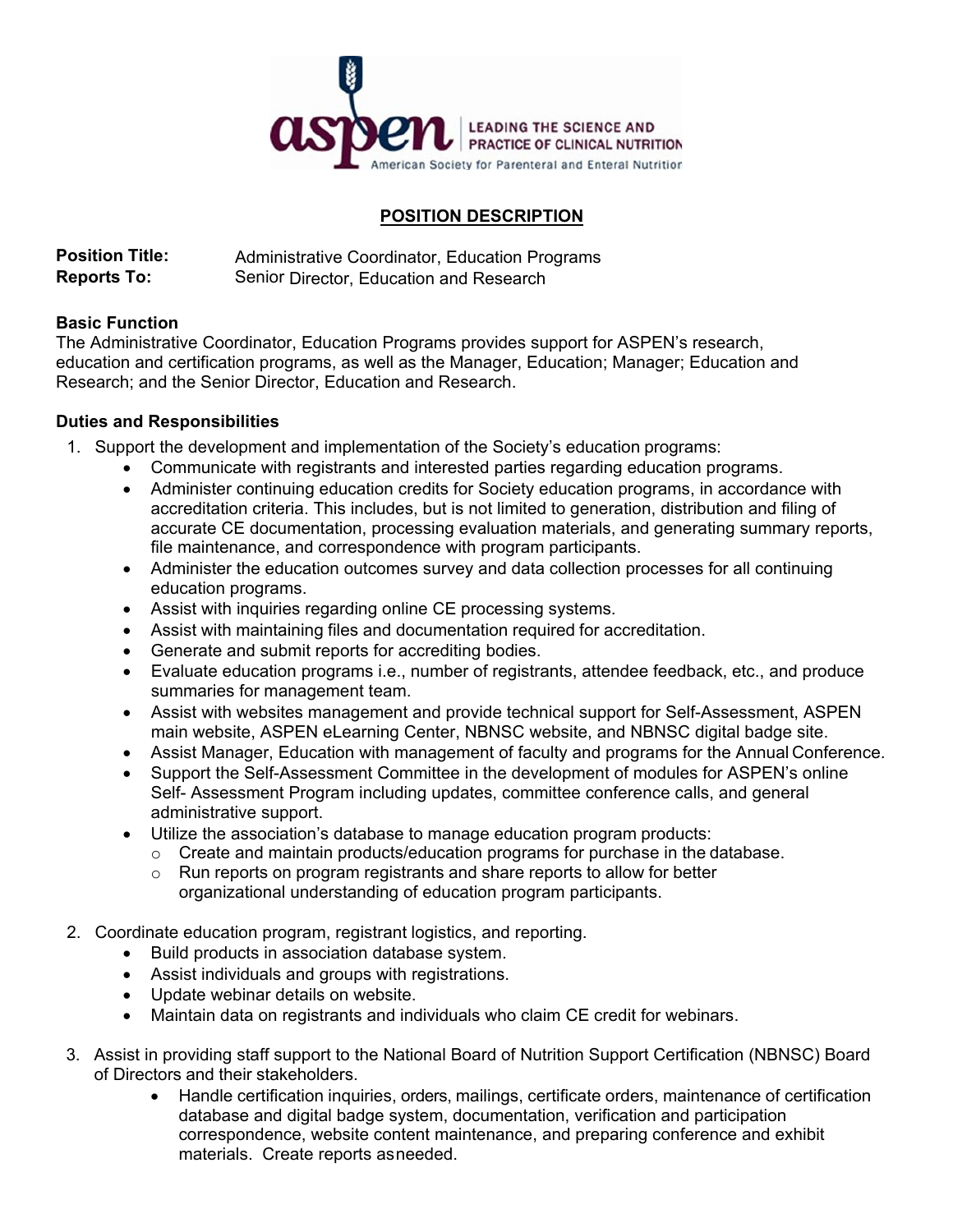**LEADING THE SCIENCE AND PRACTICE OF CLINICAL NUTRITION**

American Society for Parenteral and Enteral Nutrition

## POSITION DESCRIPTION

**Position Title:** Administrative Coordinator, Education Programs
**Reports To:** Senior Director, Education and Research

### Basic Function

The Administrative Coordinator, Education Programs provides support for ASPEN's research, education and certification programs, as well as the Manager, Education; Manager; Education and Research; and the Senior Director, Education and Research.

### Duties and Responsibilities

1. Support the development and implementation of the Society's education programs:
   - Communicate with registrants and interested parties regarding education programs.
   - Administer continuing education credits for Society education programs, in accordance with accreditation criteria. This includes, but is not limited to generation, distribution and filing of accurate CE documentation, processing evaluation materials, and generating summary reports, file maintenance, and correspondence with program participants.
   - Administer the education outcomes survey and data collection processes for all continuing education programs.
   - Assist with inquiries regarding online CE processing systems.
   - Assist with maintaining files and documentation required for accreditation.
   - Generate and submit reports for accrediting bodies.
   - Evaluate education programs i.e., number of registrants, attendee feedback, etc., and produce summaries for management team.
   - Assist with websites management and provide technical support for Self-Assessment, ASPEN main website, ASPEN eLearning Center, NBNSC website, and NBNSC digital badge site.
   - Assist Manager, Education with management of faculty and programs for the Annual Conference.
   - Support the Self-Assessment Committee in the development of modules for ASPEN's online Self- Assessment Program including updates, committee conference calls, and general administrative support.
   - Utilize the association's database to manage education program products:
     - Create and maintain products/education programs for purchase in the database.
     - Run reports on program registrants and share reports to allow for better organizational understanding of education program participants.

2. Coordinate education program, registrant logistics, and reporting.
   - Build products in association database system.
   - Assist individuals and groups with registrations.
   - Update webinar details on website.
   - Maintain data on registrants and individuals who claim CE credit for webinars.

3. Assist in providing staff support to the National Board of Nutrition Support Certification (NBNSC) Board of Directors and their stakeholders.
   - Handle certification inquiries, orders, mailings, certificate orders, maintenance of certification database and digital badge system, documentation, verification and participation correspondence, website content maintenance, and preparing conference and exhibit materials. Create reports asneeded.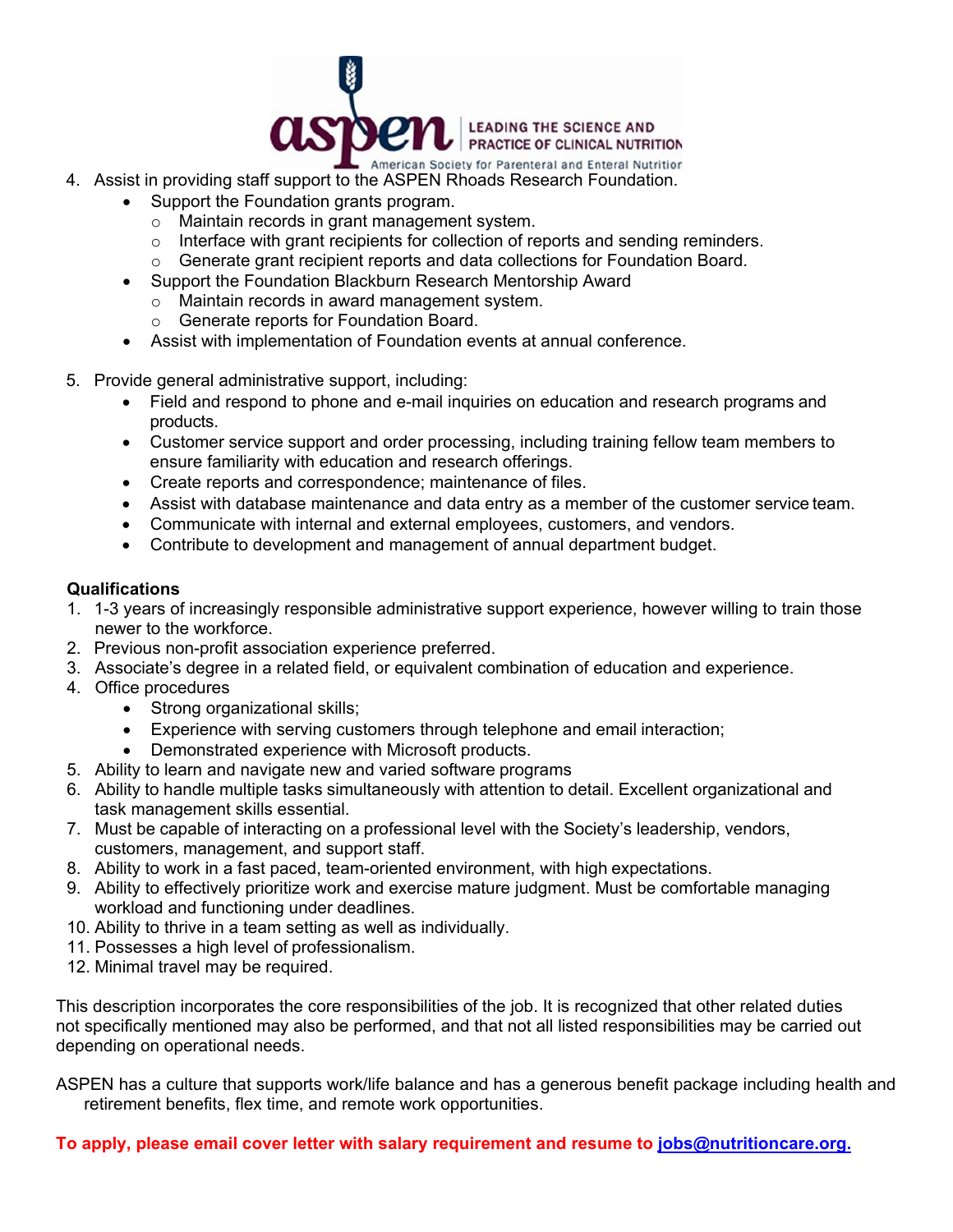4. Assist in providing staff support to the ASPEN Rhoads Research Foundation.
   - Support the Foundation grants program.
     - Maintain records in grant management system.
     - Interface with grant recipients for collection of reports and sending reminders.
     - Generate grant recipient reports and data collections for Foundation Board.
   - Support the Foundation Blackburn Research Mentorship Award
     - Maintain records in award management system.
     - Generate reports for Foundation Board.
   - Assist with implementation of Foundation events at annual conference.

5. Provide general administrative support, including:
   - Field and respond to phone and e-mail inquiries on education and research programs and products.
   - Customer service support and order processing, including training fellow team members to ensure familiarity with education and research offerings.
   - Create reports and correspondence; maintenance of files.
   - Assist with database maintenance and data entry as a member of the customer service team.
   - Communicate with internal and external employees, customers, and vendors.
   - Contribute to development and management of annual department budget.

**Qualifications**

1. 1-3 years of increasingly responsible administrative support experience, however willing to train those newer to the workforce.
2. Previous non-profit association experience preferred.
3. Associate's degree in a related field, or equivalent combination of education and experience.
4. Office procedures
   - Strong organizational skills;
   - Experience with serving customers through telephone and email interaction;
   - Demonstrated experience with Microsoft products.
5. Ability to learn and navigate new and varied software programs
6. Ability to handle multiple tasks simultaneously with attention to detail. Excellent organizational and task management skills essential.
7. Must be capable of interacting on a professional level with the Society's leadership, vendors, customers, management, and support staff.
8. Ability to work in a fast paced, team-oriented environment, with high expectations.
9. Ability to effectively prioritize work and exercise mature judgment. Must be comfortable managing workload and functioning under deadlines.
10. Ability to thrive in a team setting as well as individually.
11. Possesses a high level of professionalism.
12. Minimal travel may be required.

This description incorporates the core responsibilities of the job. It is recognized that other related duties not specifically mentioned may also be performed, and that not all listed responsibilities may be carried out depending on operational needs.

ASPEN has a culture that supports work/life balance and has a generous benefit package including health and retirement benefits, flex time, and remote work opportunities.

**To apply, please email cover letter with salary requirement and resume to jobs@nutritioncare.org.**